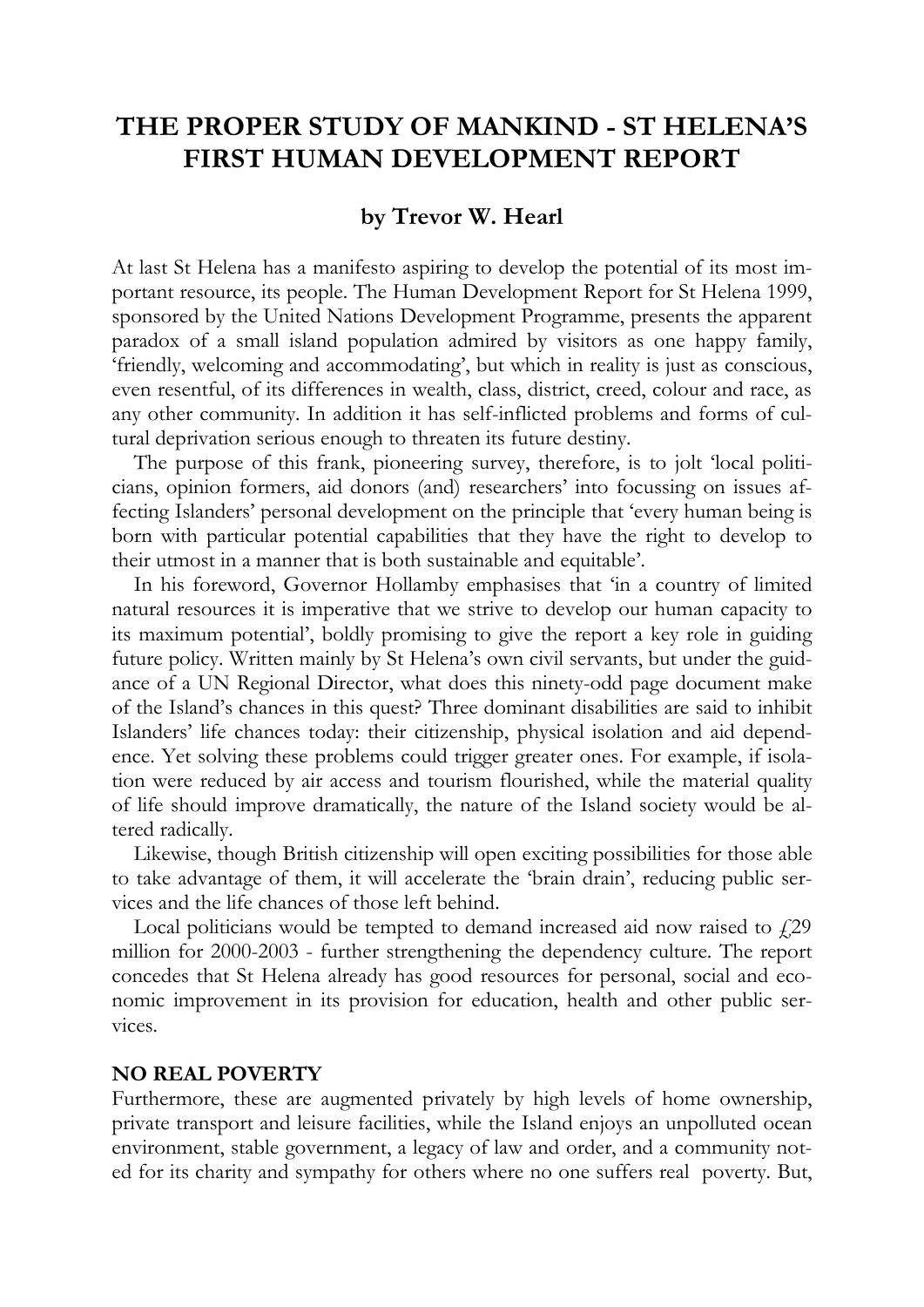# THE PROPER STUDY OF MANKIND - ST HELENA'S FIRST HUMAN DEVELOPMENT REPORT

### by Trevor W. Hearl

At last St Helena has a manifesto aspiring to develop the potential of its most important resource, its people. The Human Development Report for St Helena 1999, sponsored by the United Nations Development Programme, presents the apparent paradox of a small island population admired by visitors as one happy family, 'friendly, welcoming and accommodating', but which in reality is just as conscious, even resentful, of its differences in wealth, class, district, creed, colour and race, as any other community. In addition it has self-inflicted problems and forms of cultural deprivation serious enough to threaten its future destiny.

The purpose of this frank, pioneering survey, therefore, is to jolt 'local politicians, opinion formers, aid donors (and) researchers' into focussing on issues affecting Islanders' personal development on the principle that 'every human being is born with particular potential capabilities that they have the right to develop to their utmost in a manner that is both sustainable and equitable'.

In his foreword, Governor Hollamby emphasises that 'in a country of limited natural resources it is imperative that we strive to develop our human capacity to its maximum potential', boldly promising to give the report a key role in guiding future policy. Written mainly by St Helena's own civil servants, but under the guidance of a UN Regional Director, what does this ninety-odd page document make of the Island's chances in this quest? Three dominant disabilities are said to inhibit Islanders' life chances today: their citizenship, physical isolation and aid dependence. Yet solving these problems could trigger greater ones. For example, if isolation were reduced by air access and tourism flourished, while the material quality of life should improve dramatically, the nature of the Island society would be altered radically.

Likewise, though British citizenship will open exciting possibilities for those able to take advantage of them, it will accelerate the 'brain drain', reducing public services and the life chances of those left behind.

Local politicians would be tempted to demand increased aid now raised to £29 million for 2000-2003 - further strengthening the dependency culture. The report concedes that St Helena already has good resources for personal, social and economic improvement in its provision for education, health and other public services.

**NO REAL POVERTY**

Furthermore, these are augmented privately by high levels of home ownership, private transport and leisure facilities, while the Island enjoys an unpolluted ocean environment, stable government, a legacy of law and order, and a community noted for its charity and sympathy for others where no one suffers real poverty. But,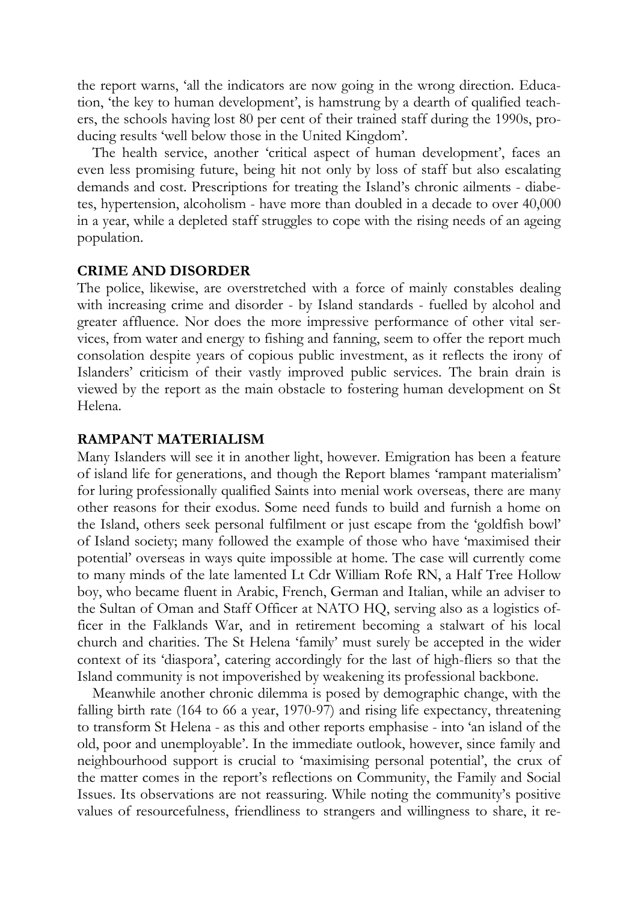the report warns, 'all the indicators are now going in the wrong direction. Education, 'the key to human development', is hamstrung by a dearth of qualified teachers, the schools having lost 80 per cent of their trained staff during the 1990s, producing results 'well below those in the United Kingdom'.

The health service, another 'critical aspect of human development', faces an even less promising future, being hit not only by loss of staff but also escalating demands and cost. Prescriptions for treating the Island's chronic ailments - diabetes, hypertension, alcoholism - have more than doubled in a decade to over 40,000 in a year, while a depleted staff struggles to cope with the rising needs of an ageing population.

**CRIME AND DISORDER**

The police, likewise, are overstretched with a force of mainly constables dealing with increasing crime and disorder - by Island standards - fuelled by alcohol and greater affluence. Nor does the more impressive performance of other vital services, from water and energy to fishing and fanning, seem to offer the report much consolation despite years of copious public investment, as it reflects the irony of Islanders' criticism of their vastly improved public services. The brain drain is viewed by the report as the main obstacle to fostering human development on St Helena.

**RAMPANT MATERIALISM**

Many Islanders will see it in another light, however. Emigration has been a feature of island life for generations, and though the Report blames 'rampant materialism' for luring professionally qualified Saints into menial work overseas, there are many other reasons for their exodus. Some need funds to build and furnish a home on the Island, others seek personal fulfilment or just escape from the 'goldfish bowl' of Island society; many followed the example of those who have 'maximised their potential' overseas in ways quite impossible at home. The case will currently come to many minds of the late lamented Lt Cdr William Rofe RN, a Half Tree Hollow boy, who became fluent in Arabic, French, German and Italian, while an adviser to the Sultan of Oman and Staff Officer at NATO HQ, serving also as a logistics officer in the Falklands War, and in retirement becoming a stalwart of his local church and charities. The St Helena 'family' must surely be accepted in the wider context of its 'diaspora', catering accordingly for the last of high-fliers so that the Island community is not impoverished by weakening its professional backbone.

Meanwhile another chronic dilemma is posed by demographic change, with the falling birth rate (164 to 66 a year, 1970-97) and rising life expectancy, threatening to transform St Helena - as this and other reports emphasise - into 'an island of the old, poor and unemployable'. In the immediate outlook, however, since family and neighbourhood support is crucial to 'maximising personal potential', the crux of the matter comes in the report's reflections on Community, the Family and Social Issues. Its observations are not reassuring. While noting the community's positive values of resourcefulness, friendliness to strangers and willingness to share, it re-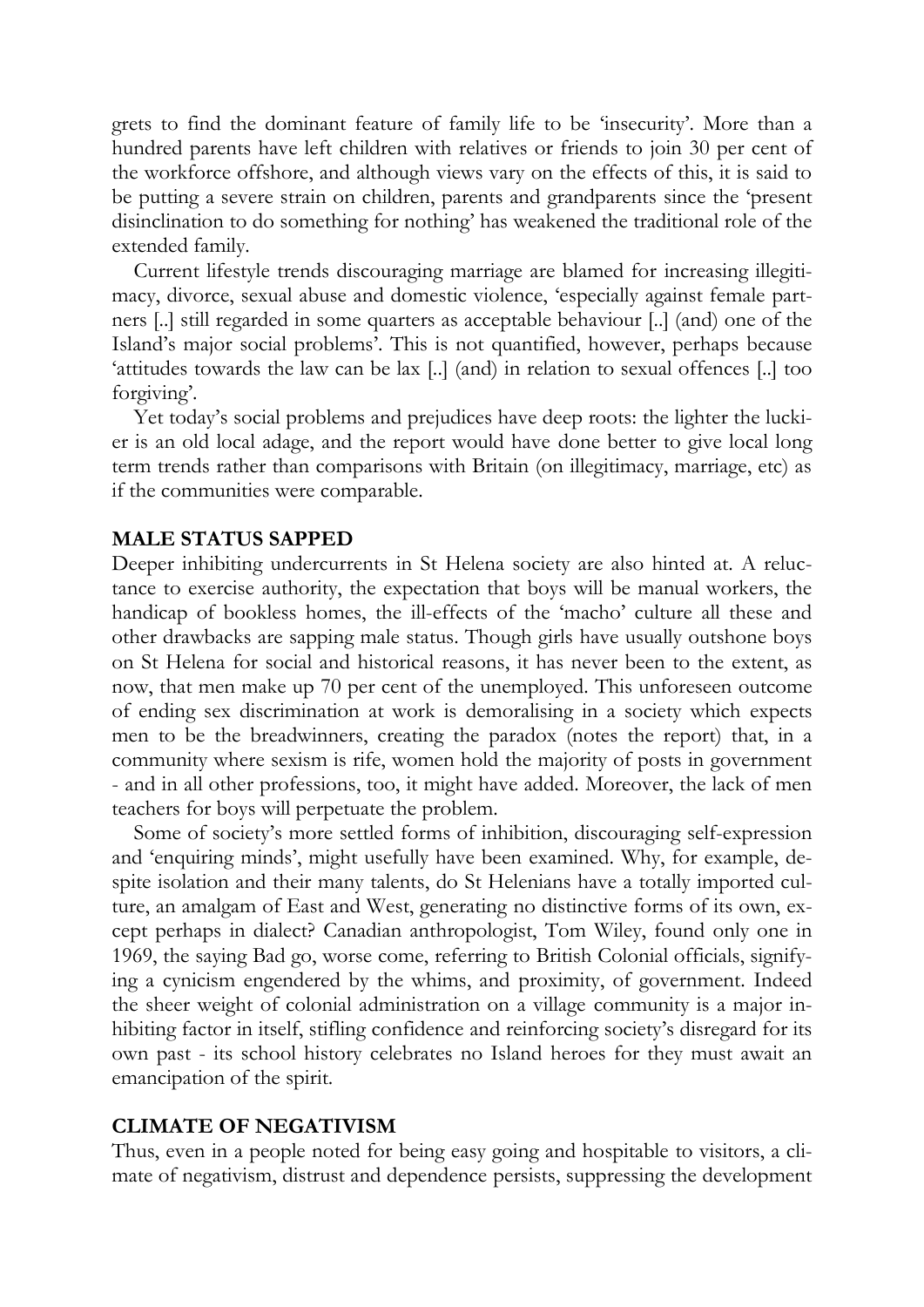grets to find the dominant feature of family life to be 'insecurity'. More than a hundred parents have left children with relatives or friends to join 30 per cent of the workforce offshore, and although views vary on the effects of this, it is said to be putting a severe strain on children, parents and grandparents since the 'present disinclination to do something for nothing' has weakened the traditional role of the extended family.

Current lifestyle trends discouraging marriage are blamed for increasing illegitimacy, divorce, sexual abuse and domestic violence, 'especially against female partners [..] still regarded in some quarters as acceptable behaviour [..] (and) one of the Island's major social problems'. This is not quantified, however, perhaps because 'attitudes towards the law can be lax [..] (and) in relation to sexual offences [..] too forgiving'.

Yet today's social problems and prejudices have deep roots: the lighter the luckier is an old local adage, and the report would have done better to give local long term trends rather than comparisons with Britain (on illegitimacy, marriage, etc) as if the communities were comparable.

**MALE STATUS SAPPED**

Deeper inhibiting undercurrents in St Helena society are also hinted at. A reluctance to exercise authority, the expectation that boys will be manual workers, the handicap of bookless homes, the ill-effects of the 'macho' culture all these and other drawbacks are sapping male status. Though girls have usually outshone boys on St Helena for social and historical reasons, it has never been to the extent, as now, that men make up 70 per cent of the unemployed. This unforeseen outcome of ending sex discrimination at work is demoralising in a society which expects men to be the breadwinners, creating the paradox (notes the report) that, in a community where sexism is rife, women hold the majority of posts in government - and in all other professions, too, it might have added. Moreover, the lack of men teachers for boys will perpetuate the problem.

Some of society's more settled forms of inhibition, discouraging self-expression and 'enquiring minds', might usefully have been examined. Why, for example, despite isolation and their many talents, do St Helenians have a totally imported culture, an amalgam of East and West, generating no distinctive forms of its own, except perhaps in dialect? Canadian anthropologist, Tom Wiley, found only one in 1969, the saying Bad go, worse come, referring to British Colonial officials, signifying a cynicism engendered by the whims, and proximity, of government. Indeed the sheer weight of colonial administration on a village community is a major inhibiting factor in itself, stifling confidence and reinforcing society's disregard for its own past - its school history celebrates no Island heroes for they must await an emancipation of the spirit.

**CLIMATE OF NEGATIVISM**

Thus, even in a people noted for being easy going and hospitable to visitors, a climate of negativism, distrust and dependence persists, suppressing the development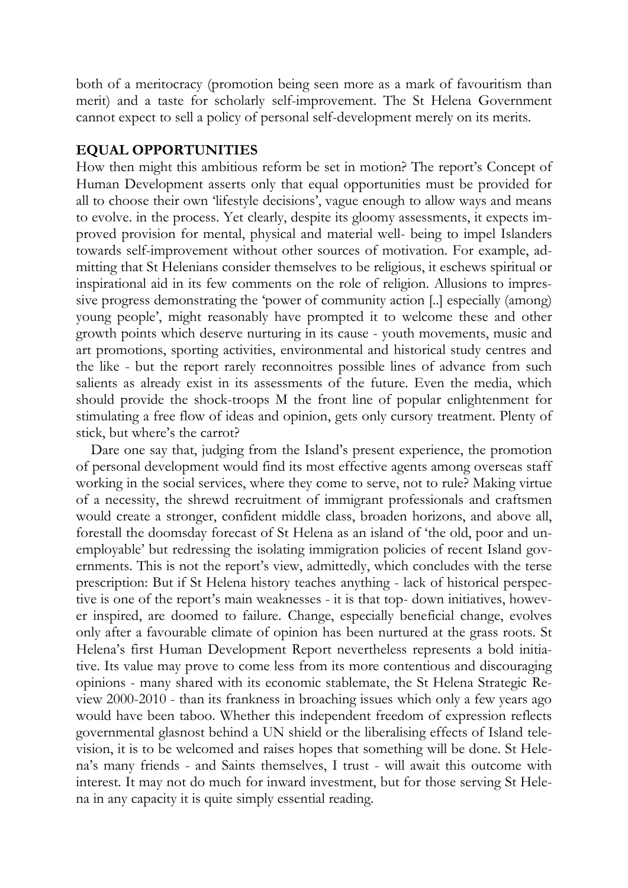both of a meritocracy (promotion being seen more as a mark of favouritism than merit) and a taste for scholarly self-improvement. The St Helena Government cannot expect to sell a policy of personal self-development merely on its merits.

## EQUAL OPPORTUNITIES

How then might this ambitious reform be set in motion? The report's Concept of Human Development asserts only that equal opportunities must be provided for all to choose their own 'lifestyle decisions', vague enough to allow ways and means to evolve. in the process. Yet clearly, despite its gloomy assessments, it expects improved provision for mental, physical and material well- being to impel Islanders towards self-improvement without other sources of motivation. For example, admitting that St Helenians consider themselves to be religious, it eschews spiritual or inspirational aid in its few comments on the role of religion. Allusions to impressive progress demonstrating the 'power of community action [..] especially (among) young people', might reasonably have prompted it to welcome these and other growth points which deserve nurturing in its cause - youth movements, music and art promotions, sporting activities, environmental and historical study centres and the like - but the report rarely reconnoitres possible lines of advance from such salients as already exist in its assessments of the future. Even the media, which should provide the shock-troops M the front line of popular enlightenment for stimulating a free flow of ideas and opinion, gets only cursory treatment. Plenty of stick, but where's the carrot?

Dare one say that, judging from the Island's present experience, the promotion of personal development would find its most effective agents among overseas staff working in the social services, where they come to serve, not to rule? Making virtue of a necessity, the shrewd recruitment of immigrant professionals and craftsmen would create a stronger, confident middle class, broaden horizons, and above all, forestall the doomsday forecast of St Helena as an island of 'the old, poor and unemployable' but redressing the isolating immigration policies of recent Island governments. This is not the report's view, admittedly, which concludes with the terse prescription: But if St Helena history teaches anything - lack of historical perspective is one of the report's main weaknesses - it is that top- down initiatives, however inspired, are doomed to failure. Change, especially beneficial change, evolves only after a favourable climate of opinion has been nurtured at the grass roots. St Helena's first Human Development Report nevertheless represents a bold initiative. Its value may prove to come less from its more contentious and discouraging opinions - many shared with its economic stablemate, the St Helena Strategic Review 2000-2010 - than its frankness in broaching issues which only a few years ago would have been taboo. Whether this independent freedom of expression reflects governmental glasnost behind a UN shield or the liberalising effects of Island television, it is to be welcomed and raises hopes that something will be done. St Helena's many friends - and Saints themselves, I trust - will await this outcome with interest. It may not do much for inward investment, but for those serving St Helena in any capacity it is quite simply essential reading.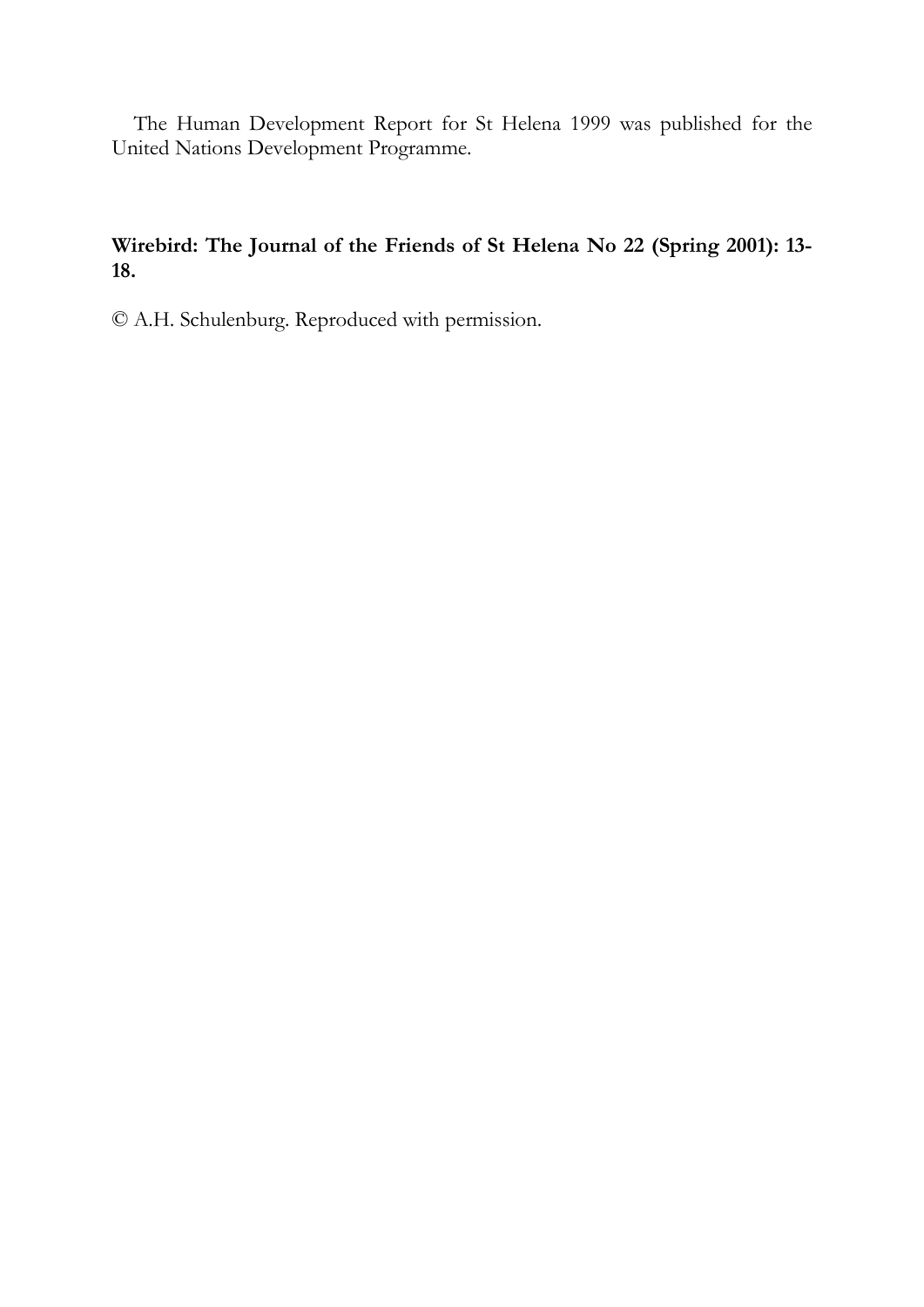The Human Development Report for St Helena 1999 was published for the United Nations Development Programme.

**Wirebird: The Journal of the Friends of St Helena No 22 (Spring 2001): 13-18.**

© A.H. Schulenburg. Reproduced with permission.